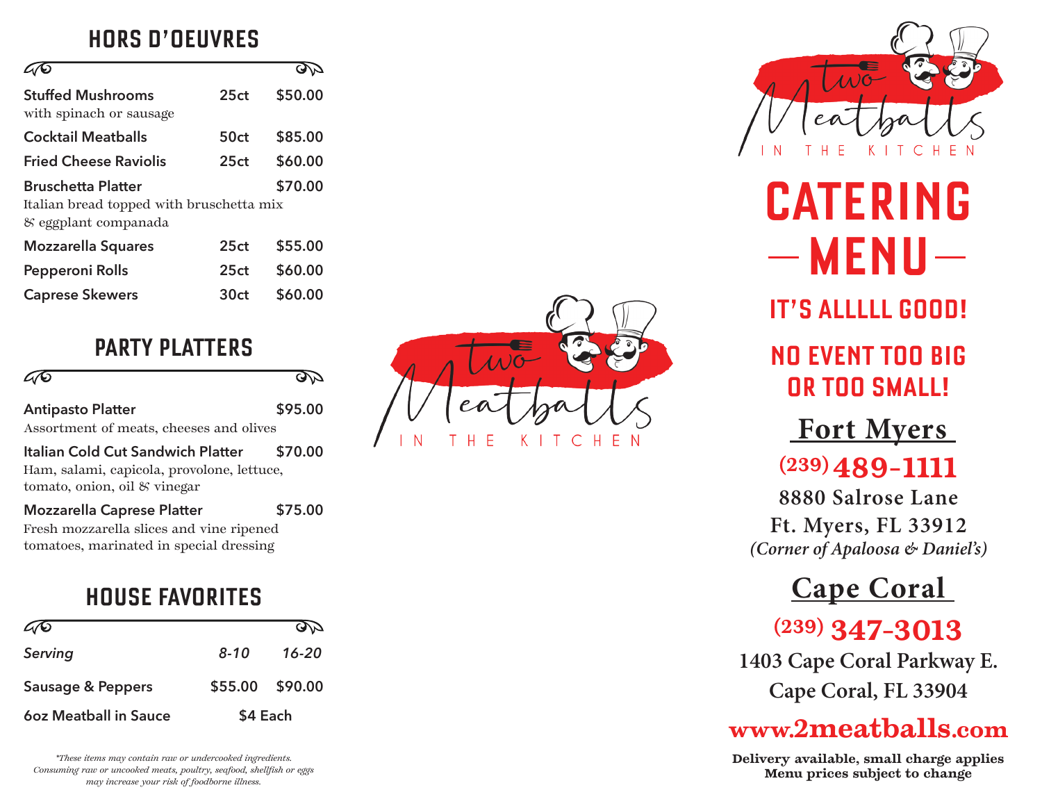## HORS D'OEUVRES

| Item | Count | Price |
|---|---|---|
| **Stuffed Mushrooms** with spinach or sausage | 25ct | $50.00 |
| **Cocktail Meatballs** | 50ct | $85.00 |
| **Fried Cheese Raviolis** | 25ct | $60.00 |
| **Bruschetta Platter** Italian bread topped with bruschetta mix & eggplant companada | | $70.00 |
| **Mozzarella Squares** | 25ct | $55.00 |
| **Pepperoni Rolls** | 25ct | $60.00 |
| **Caprese Skewers** | 30ct | $60.00 |

## PARTY PLATTERS

**Antipasto Platter** — $95.00
Assortment of meats, cheeses and olives

**Italian Cold Cut Sandwich Platter** — $70.00
Ham, salami, capicola, provolone, lettuce, tomato, onion, oil & vinegar

**Mozzarella Caprese Platter** — $75.00
Fresh mozzarella slices and vine ripened tomatoes, marinated in special dressing

## HOUSE FAVORITES

| *Serving* | *8-10* | *16-20* |
|---|---|---|
| **Sausage & Peppers** | $55.00 | $90.00 |
| **6oz Meatball in Sauce** | $4 Each | |

*\*These items may contain raw or undercooked ingredients. Consuming raw or uncooked meats, poultry, seafood, shellfish or eggs may increase your risk of foodborne illness.*

two Meatballs IN THE KITCHEN

# CATERING — MENU —

## IT'S ALLLLL GOOD!

## NO EVENT TOO BIG OR TOO SMALL!

### Fort Myers

**(239) 489-1111**

**8880 Salrose Lane**
**Ft. Myers, FL 33912**
*(Corner of Apaloosa & Daniel's)*

### Cape Coral

**(239) 347-3013**

**1403 Cape Coral Parkway E.**
**Cape Coral, FL 33904**

**www.2meatballs.com**

**Delivery available, small charge applies**
**Menu prices subject to change**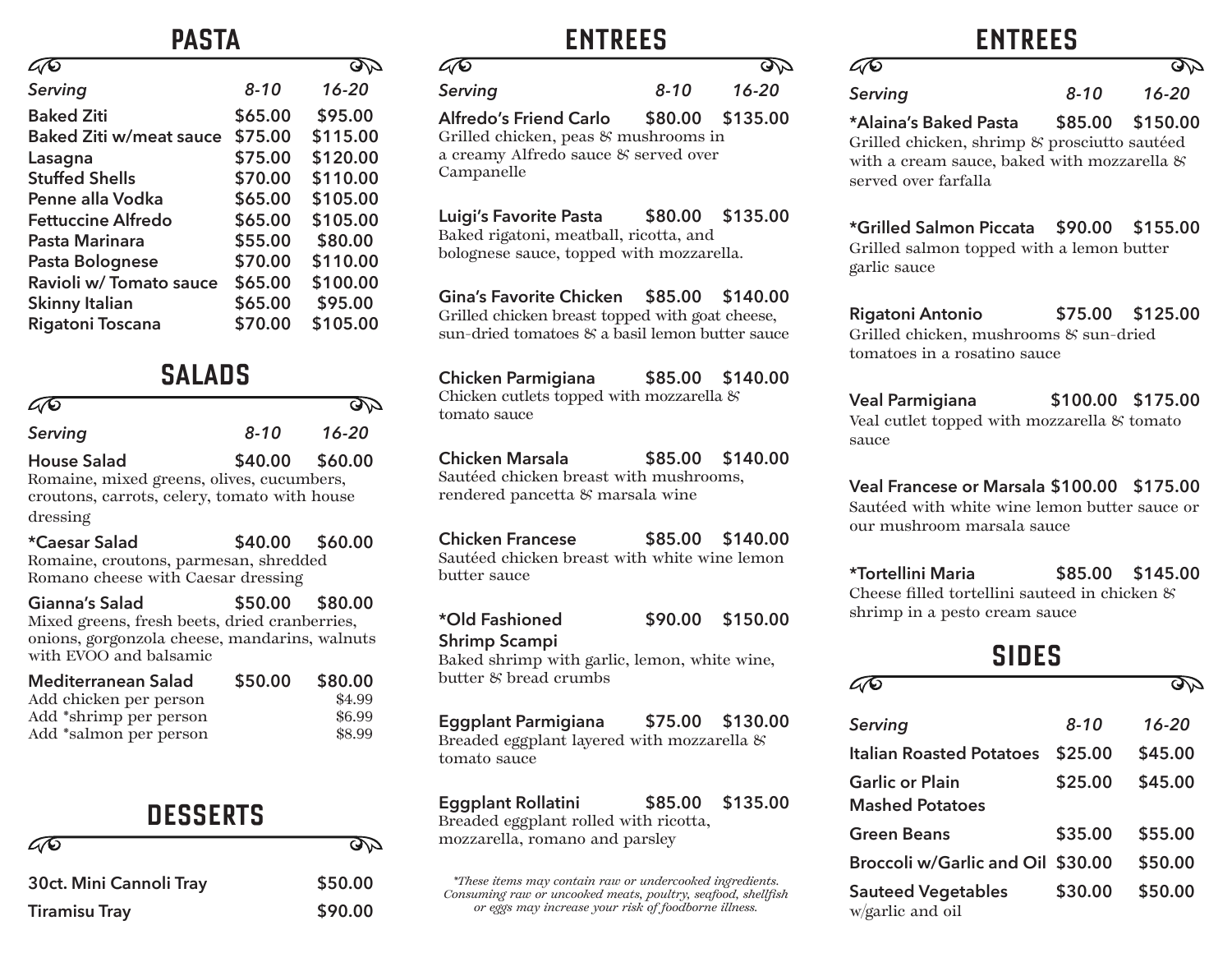# PASTA

| Serving | 8-10 | 16-20 |
|---|---|---|
| Baked Ziti | $65.00 | $95.00 |
| Baked Ziti w/meat sauce | $75.00 | $115.00 |
| Lasagna | $75.00 | $120.00 |
| Stuffed Shells | $70.00 | $110.00 |
| Penne alla Vodka | $65.00 | $105.00 |
| Fettuccine Alfredo | $65.00 | $105.00 |
| Pasta Marinara | $55.00 | $80.00 |
| Pasta Bolognese | $70.00 | $110.00 |
| Ravioli w/ Tomato sauce | $65.00 | $100.00 |
| Skinny Italian | $65.00 | $95.00 |
| Rigatoni Toscana | $70.00 | $105.00 |

# SALADS

| Serving | 8-10 | 16-20 |
|---|---|---|
| **House Salad** | $40.00 | $60.00 |

Romaine, mixed greens, olives, cucumbers, croutons, carrots, celery, tomato with house dressing

**\*Caesar Salad** — $40.00 | $60.00
Romaine, croutons, parmesan, shredded Romano cheese with Caesar dressing

**Gianna's Salad** — $50.00 | $80.00
Mixed greens, fresh beets, dried cranberries, onions, gorgonzola cheese, mandarins, walnuts with EVOO and balsamic

**Mediterranean Salad** — $50.00 | $80.00
Add chicken per person — $4.99
Add *shrimp per person — $6.99
Add *salmon per person — $8.99

# DESSERTS

| | |
|---|---|
| 30ct. Mini Cannoli Tray | $50.00 |
| Tiramisu Tray | $90.00 |

# ENTREES

| Serving | 8-10 | 16-20 |
|---|---|---|

**Alfredo's Friend Carlo** — $80.00 | $135.00
Grilled chicken, peas & mushrooms in a creamy Alfredo sauce & served over Campanelle

**Luigi's Favorite Pasta** — $80.00 | $135.00
Baked rigatoni, meatball, ricotta, and bolognese sauce, topped with mozzarella.

**Gina's Favorite Chicken** — $85.00 | $140.00
Grilled chicken breast topped with goat cheese, sun-dried tomatoes & a basil lemon butter sauce

**Chicken Parmigiana** — $85.00 | $140.00
Chicken cutlets topped with mozzarella & tomato sauce

**Chicken Marsala** — $85.00 | $140.00
Sautéed chicken breast with mushrooms, rendered pancetta & marsala wine

**Chicken Francese** — $85.00 | $140.00
Sautéed chicken breast with white wine lemon butter sauce

**\*Old Fashioned Shrimp Scampi** — $90.00 | $150.00
Baked shrimp with garlic, lemon, white wine, butter & bread crumbs

**Eggplant Parmigiana** — $75.00 | $130.00
Breaded eggplant layered with mozzarella & tomato sauce

**Eggplant Rollatini** — $85.00 | $135.00
Breaded eggplant rolled with ricotta, mozzarella, romano and parsley

*\*These items may contain raw or undercooked ingredients. Consuming raw or uncooked meats, poultry, seafood, shellfish or eggs may increase your risk of foodborne illness.*

# ENTREES

| Serving | 8-10 | 16-20 |
|---|---|---|

**\*Alaina's Baked Pasta** — $85.00 | $150.00
Grilled chicken, shrimp & prosciutto sautéed with a cream sauce, baked with mozzarella & served over farfalla

**\*Grilled Salmon Piccata** — $90.00 | $155.00
Grilled salmon topped with a lemon butter garlic sauce

**Rigatoni Antonio** — $75.00 | $125.00
Grilled chicken, mushrooms & sun-dried tomatoes in a rosatino sauce

**Veal Parmigiana** — $100.00 | $175.00
Veal cutlet topped with mozzarella & tomato sauce

**Veal Francese or Marsala** — $100.00 | $175.00
Sautéed with white wine lemon butter sauce or our mushroom marsala sauce

**\*Tortellini Maria** — $85.00 | $145.00
Cheese filled tortellini sauteed in chicken & shrimp in a pesto cream sauce

# SIDES

| Serving | 8-10 | 16-20 |
|---|---|---|
| Italian Roasted Potatoes | $25.00 | $45.00 |
| Garlic or Plain Mashed Potatoes | $25.00 | $45.00 |
| Green Beans | $35.00 | $55.00 |
| Broccoli w/Garlic and Oil | $30.00 | $50.00 |
| Sauteed Vegetables w/garlic and oil | $30.00 | $50.00 |